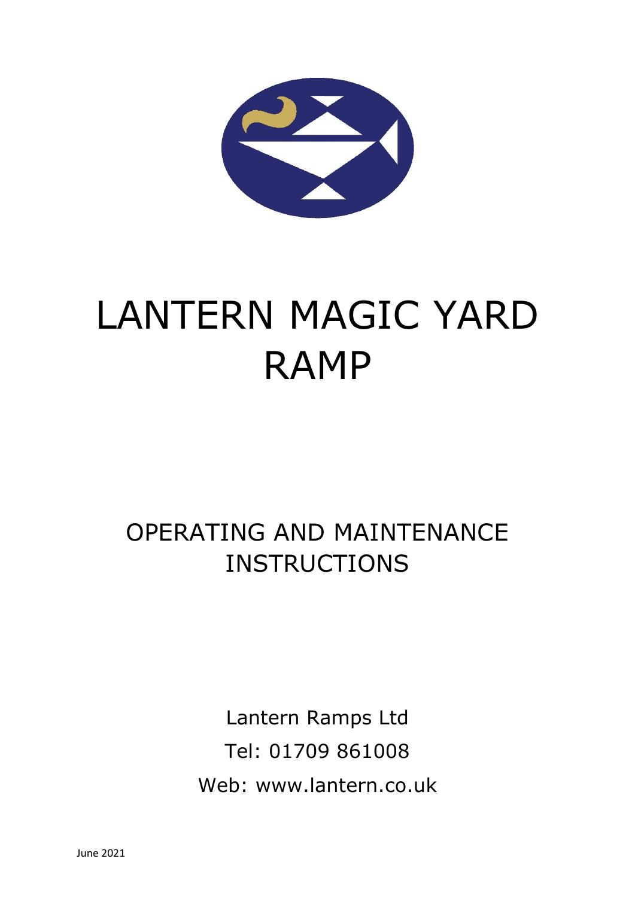# LANTERN MAGIC YARD RAMP

## OPERATING AND MAINTENANCE INSTRUCTIONS

Lantern Ramps Ltd

Tel: 01709 861008

Web: www.lantern.co.uk

June 2021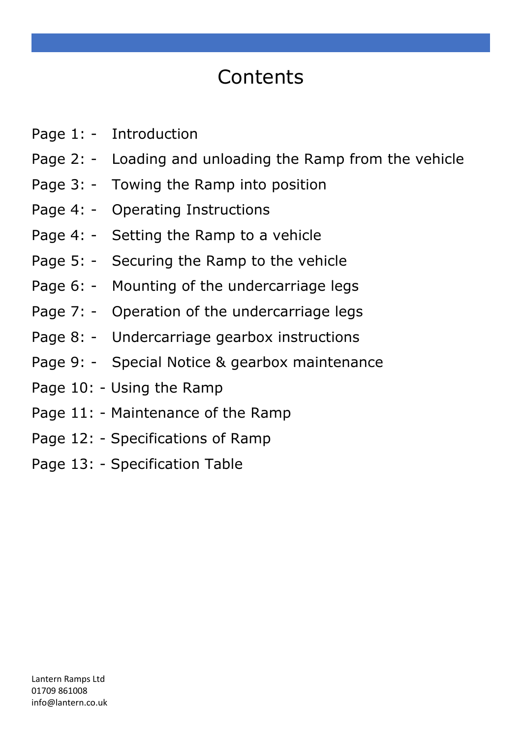# Contents

Page 1: - Introduction

Page 2: - Loading and unloading the Ramp from the vehicle

Page 3: - Towing the Ramp into position

Page 4: - Operating Instructions

Page 4: - Setting the Ramp to a vehicle

Page 5: - Securing the Ramp to the vehicle

Page 6: - Mounting of the undercarriage legs

Page 7: - Operation of the undercarriage legs

Page 8: - Undercarriage gearbox instructions

Page 9: - Special Notice & gearbox maintenance

Page 10: - Using the Ramp

Page 11: - Maintenance of the Ramp

Page 12: - Specifications of Ramp

Page 13: - Specification Table

Lantern Ramps Ltd
01709 861008
info@lantern.co.uk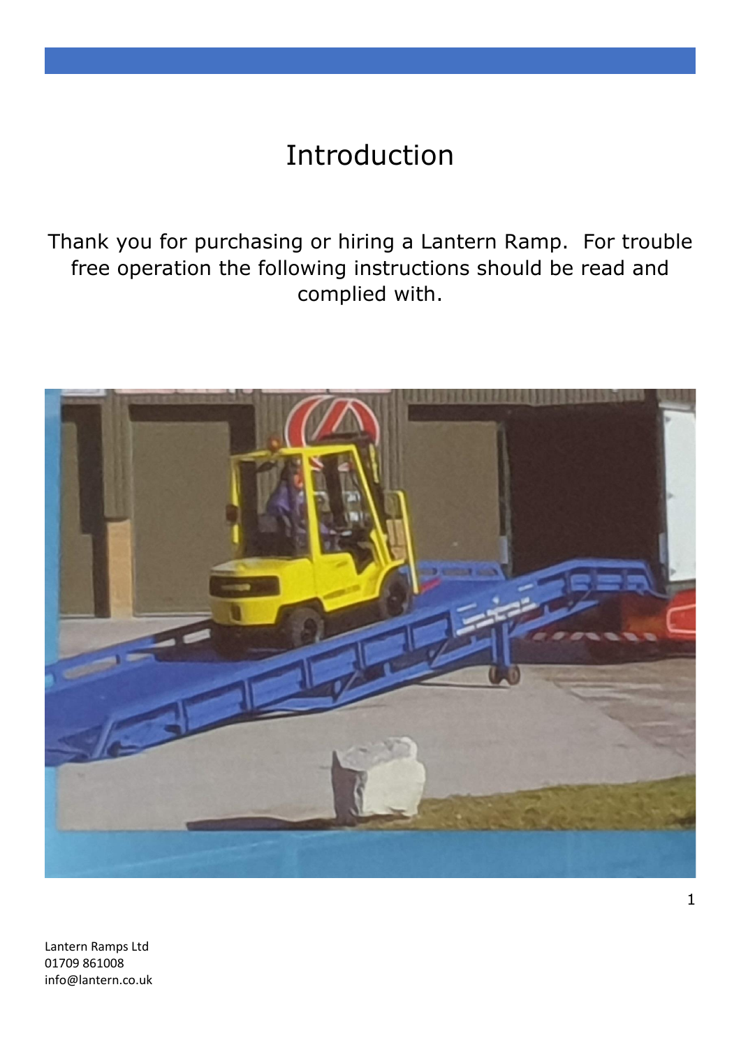# Introduction

Thank you for purchasing or hiring a Lantern Ramp. For trouble free operation the following instructions should be read and complied with.

Lantern Ramps Ltd
01709 861008
info@lantern.co.uk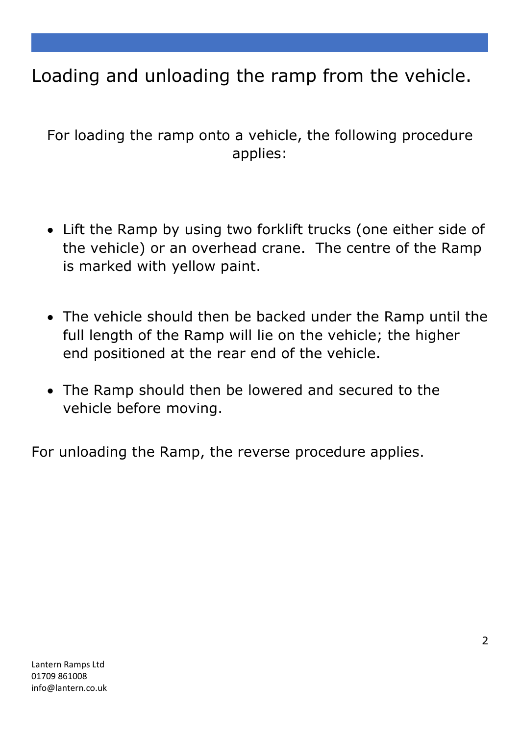# Loading and unloading the ramp from the vehicle.

For loading the ramp onto a vehicle, the following procedure applies:

- Lift the Ramp by using two forklift trucks (one either side of the vehicle) or an overhead crane. The centre of the Ramp is marked with yellow paint.

- The vehicle should then be backed under the Ramp until the full length of the Ramp will lie on the vehicle; the higher end positioned at the rear end of the vehicle.

- The Ramp should then be lowered and secured to the vehicle before moving.

For unloading the Ramp, the reverse procedure applies.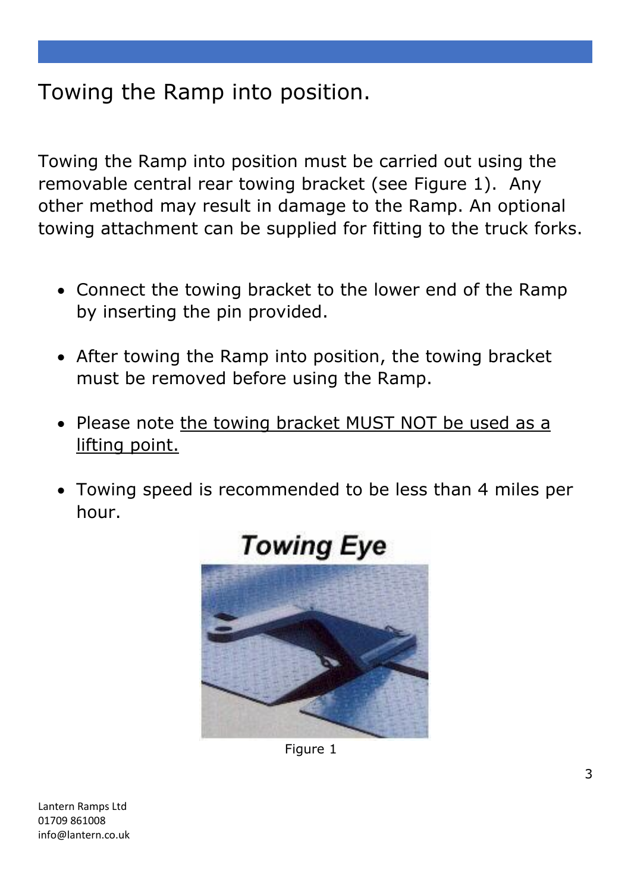# Towing the Ramp into position.

Towing the Ramp into position must be carried out using the removable central rear towing bracket (see Figure 1). Any other method may result in damage to the Ramp. An optional towing attachment can be supplied for fitting to the truck forks.

- Connect the towing bracket to the lower end of the Ramp by inserting the pin provided.
- After towing the Ramp into position, the towing bracket must be removed before using the Ramp.
- Please note <u>the towing bracket MUST NOT be used as a lifting point.</u>
- Towing speed is recommended to be less than 4 miles per hour.

**Towing Eye**

Figure 1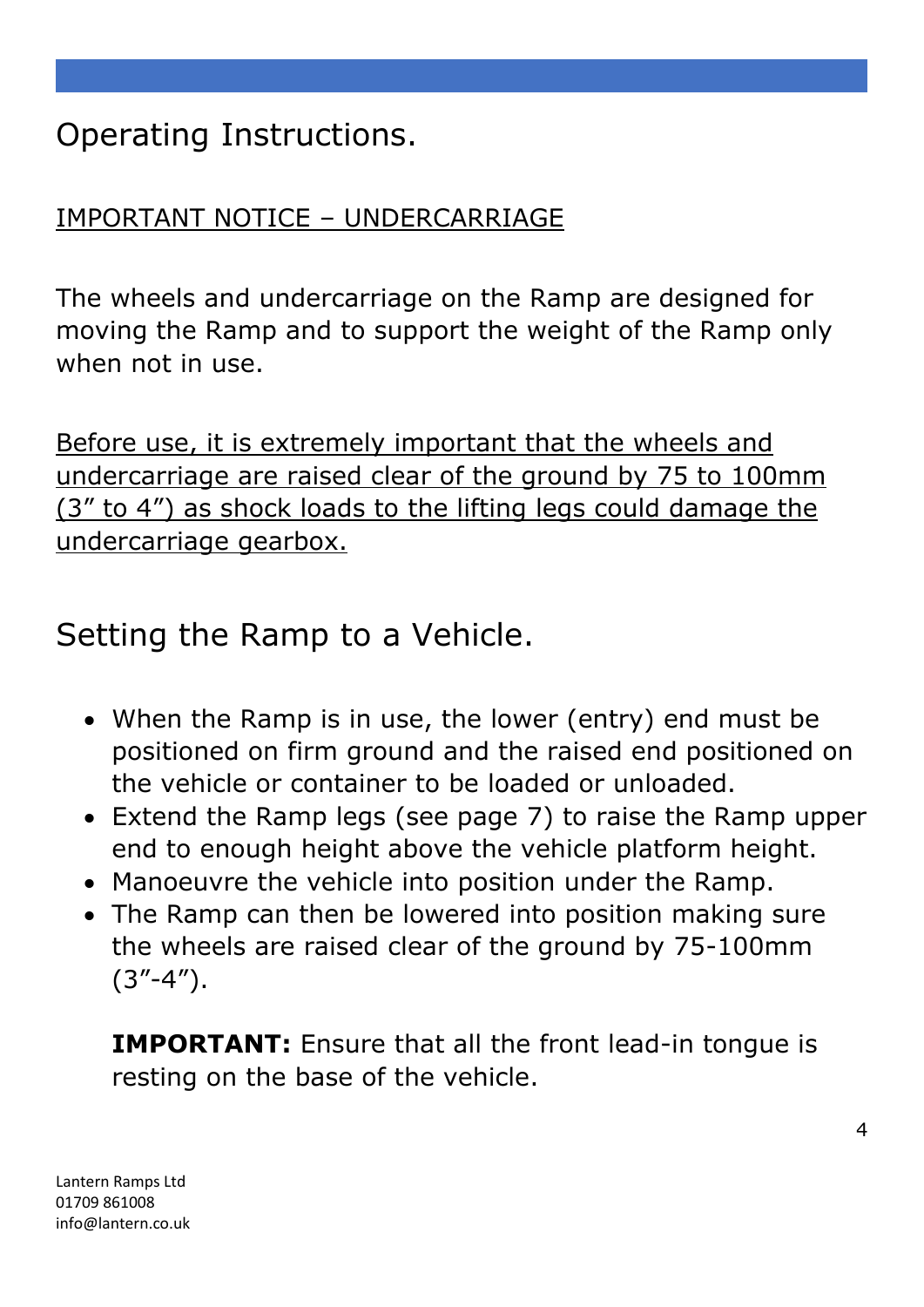# Operating Instructions.

<u>IMPORTANT NOTICE – UNDERCARRIAGE</u>

The wheels and undercarriage on the Ramp are designed for moving the Ramp and to support the weight of the Ramp only when not in use.

<u>Before use, it is extremely important that the wheels and undercarriage are raised clear of the ground by 75 to 100mm (3" to 4") as shock loads to the lifting legs could damage the undercarriage gearbox.</u>

# Setting the Ramp to a Vehicle.

- When the Ramp is in use, the lower (entry) end must be positioned on firm ground and the raised end positioned on the vehicle or container to be loaded or unloaded.
- Extend the Ramp legs (see page 7) to raise the Ramp upper end to enough height above the vehicle platform height.
- Manoeuvre the vehicle into position under the Ramp.
- The Ramp can then be lowered into position making sure the wheels are raised clear of the ground by 75-100mm (3"-4").

  **IMPORTANT:** Ensure that all the front lead-in tongue is resting on the base of the vehicle.

Lantern Ramps Ltd
01709 861008
info@lantern.co.uk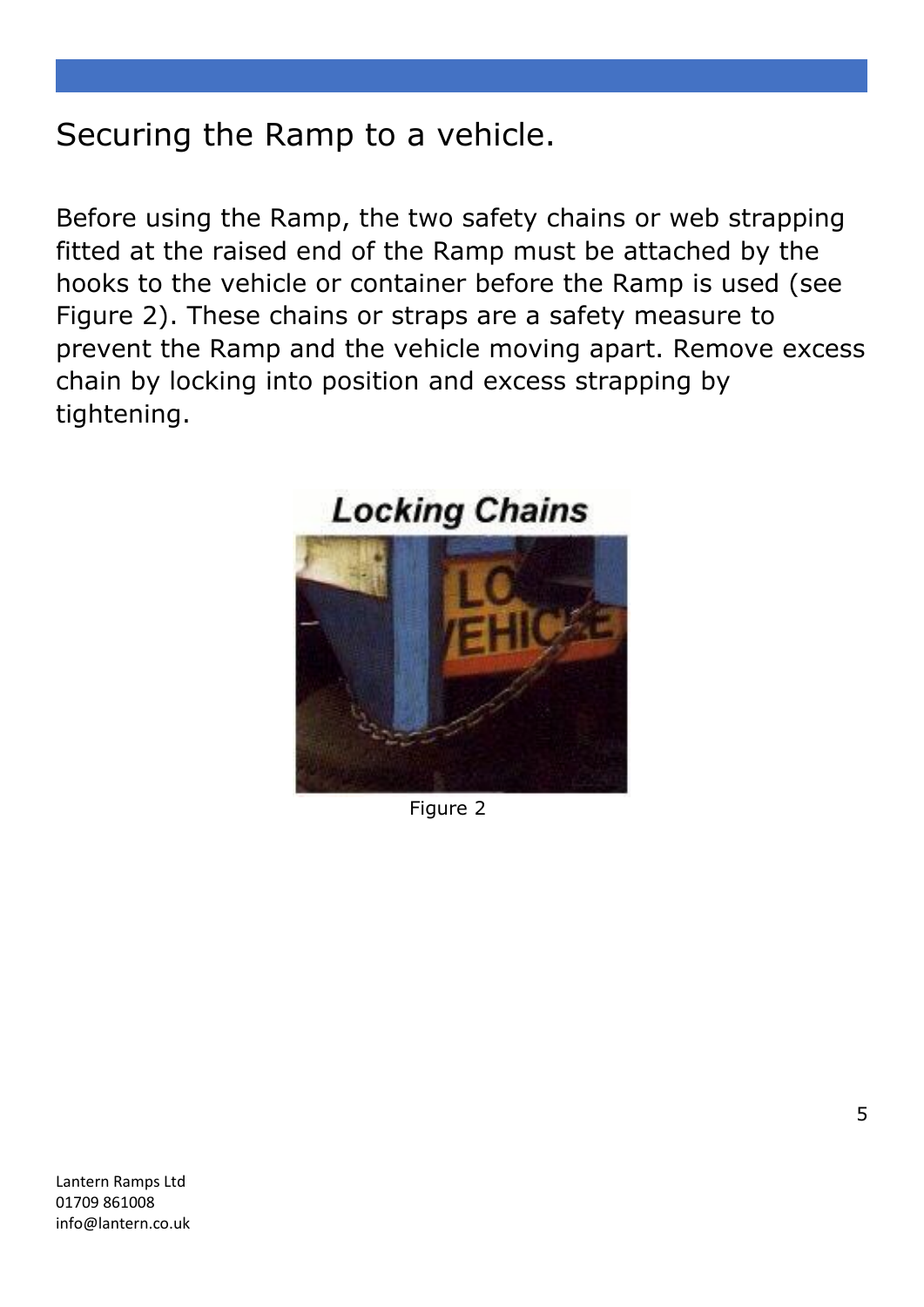# Securing the Ramp to a vehicle.

Before using the Ramp, the two safety chains or web strapping fitted at the raised end of the Ramp must be attached by the hooks to the vehicle or container before the Ramp is used (see Figure 2). These chains or straps are a safety measure to prevent the Ramp and the vehicle moving apart. Remove excess chain by locking into position and excess strapping by tightening.

**Locking Chains**

Figure 2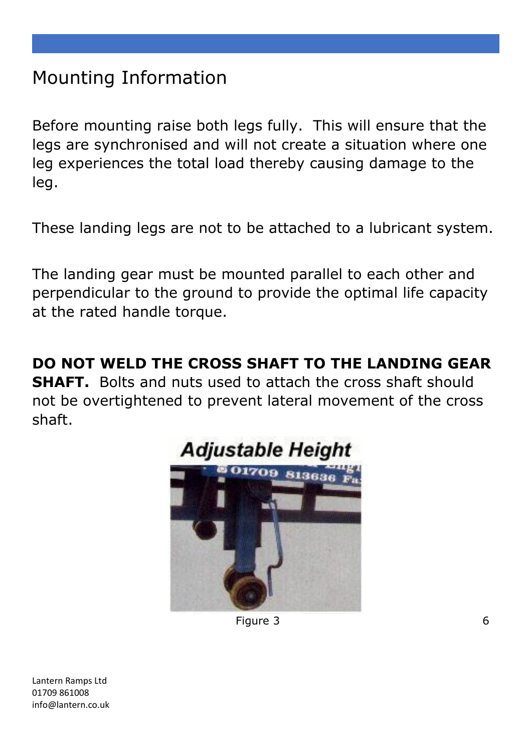# Mounting Information

Before mounting raise both legs fully. This will ensure that the legs are synchronised and will not create a situation where one leg experiences the total load thereby causing damage to the leg.

These landing legs are not to be attached to a lubricant system.

The landing gear must be mounted parallel to each other and perpendicular to the ground to provide the optimal life capacity at the rated handle torque.

**DO NOT WELD THE CROSS SHAFT TO THE LANDING GEAR SHAFT.** Bolts and nuts used to attach the cross shaft should not be overtightened to prevent lateral movement of the cross shaft.

Figure 3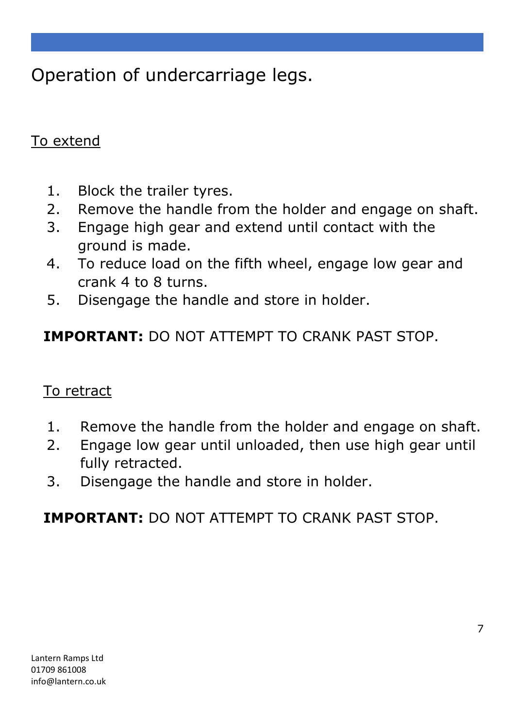# Operation of undercarriage legs.

## To extend

1. Block the trailer tyres.
2. Remove the handle from the holder and engage on shaft.
3. Engage high gear and extend until contact with the ground is made.
4. To reduce load on the fifth wheel, engage low gear and crank 4 to 8 turns.
5. Disengage the handle and store in holder.

**IMPORTANT:** DO NOT ATTEMPT TO CRANK PAST STOP.

## To retract

1. Remove the handle from the holder and engage on shaft.
2. Engage low gear until unloaded, then use high gear until fully retracted.
3. Disengage the handle and store in holder.

**IMPORTANT:** DO NOT ATTEMPT TO CRANK PAST STOP.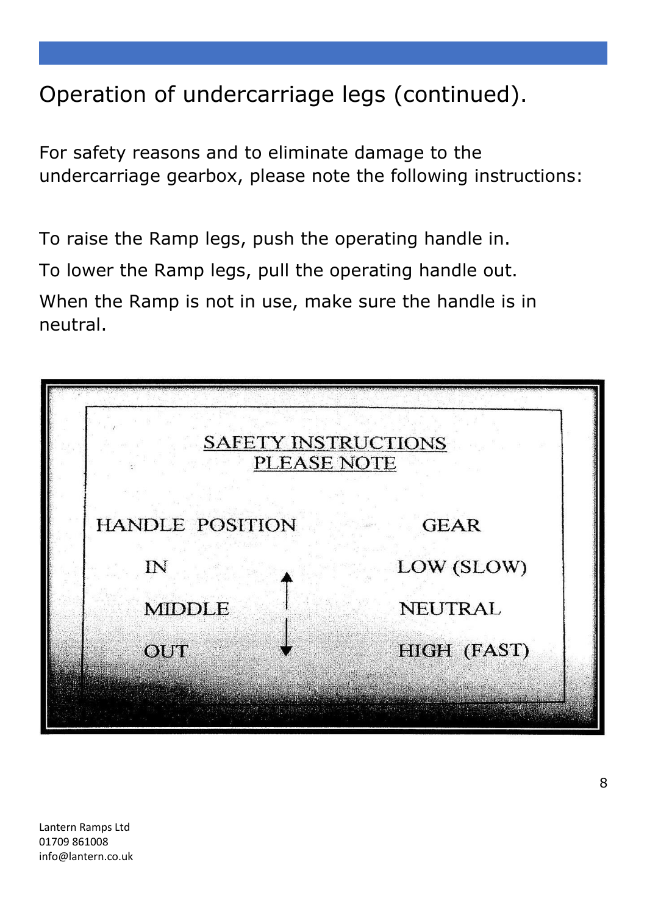## Operation of undercarriage legs (continued).

For safety reasons and to eliminate damage to the undercarriage gearbox, please note the following instructions:

To raise the Ramp legs, push the operating handle in.

To lower the Ramp legs, pull the operating handle out.

When the Ramp is not in use, make sure the handle is in neutral.

**SAFETY INSTRUCTIONS**
**PLEASE NOTE**

| HANDLE POSITION | GEAR |
|---|---|
| IN | LOW (SLOW) |
| MIDDLE | NEUTRAL |
| OUT | HIGH (FAST) |

Lantern Ramps Ltd
01709 861008
info@lantern.co.uk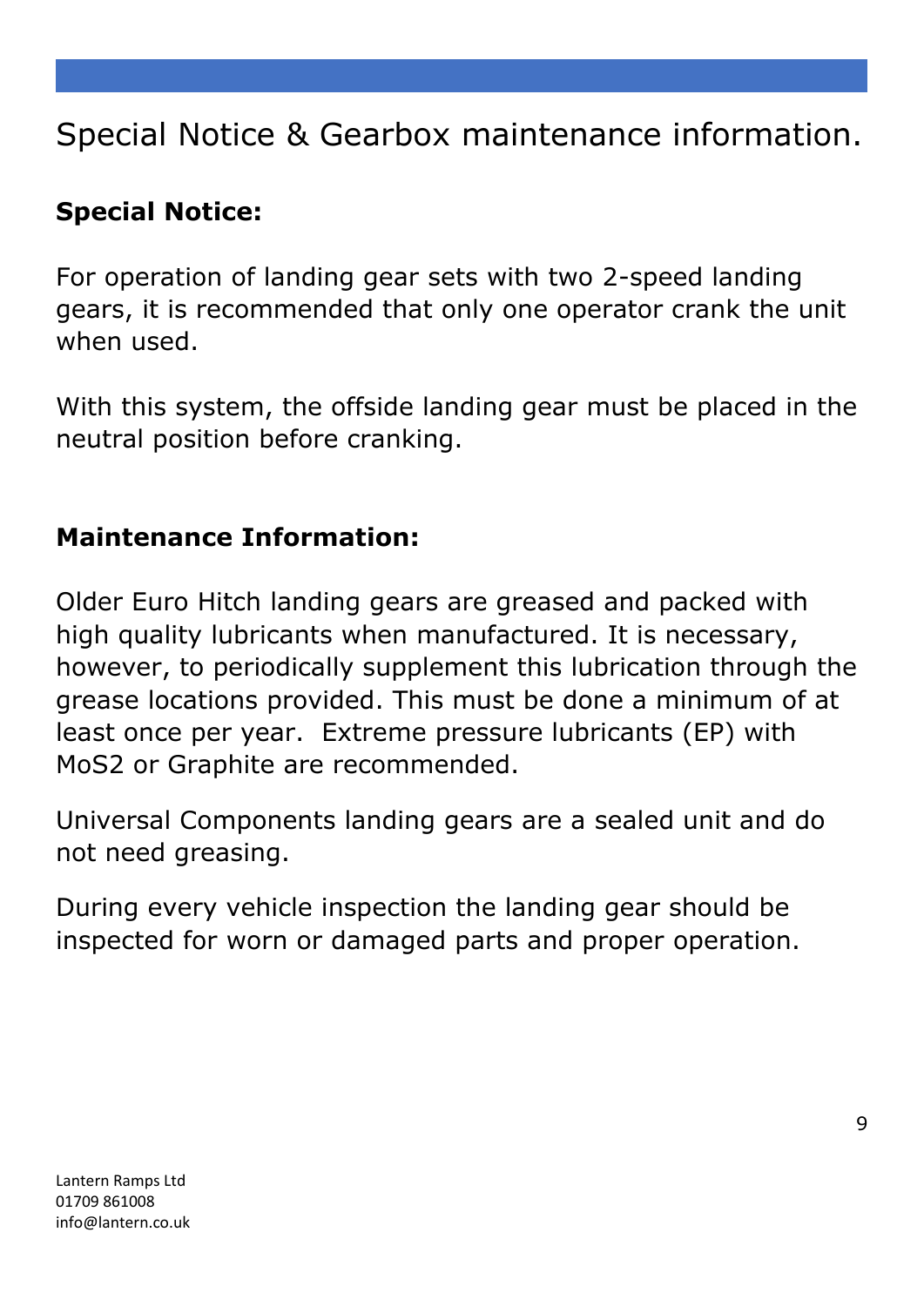# Special Notice & Gearbox maintenance information.

**Special Notice:**

For operation of landing gear sets with two 2-speed landing gears, it is recommended that only one operator crank the unit when used.

With this system, the offside landing gear must be placed in the neutral position before cranking.

**Maintenance Information:**

Older Euro Hitch landing gears are greased and packed with high quality lubricants when manufactured. It is necessary, however, to periodically supplement this lubrication through the grease locations provided. This must be done a minimum of at least once per year. Extreme pressure lubricants (EP) with $MoS_2$ or Graphite are recommended.

Universal Components landing gears are a sealed unit and do not need greasing.

During every vehicle inspection the landing gear should be inspected for worn or damaged parts and proper operation.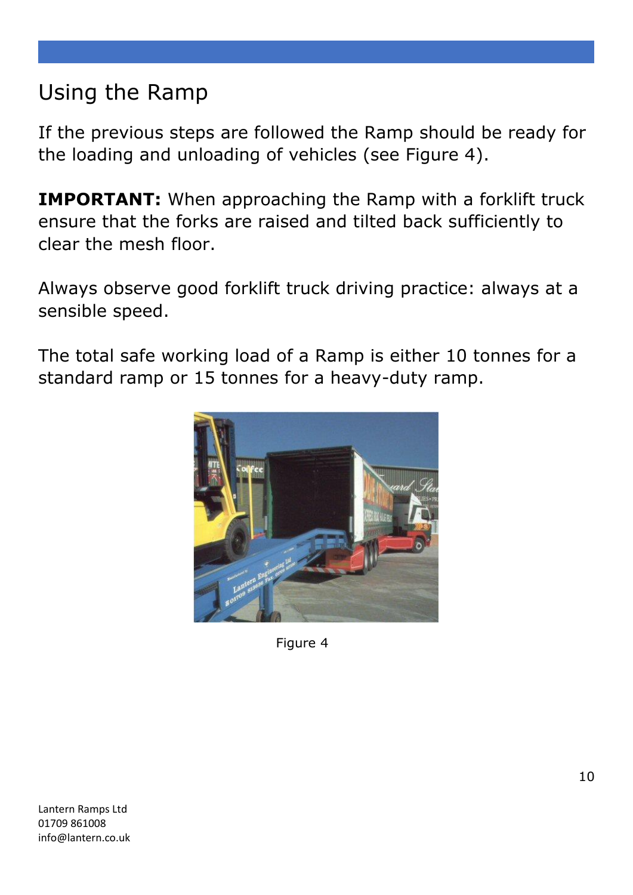## Using the Ramp

If the previous steps are followed the Ramp should be ready for the loading and unloading of vehicles (see Figure 4).

**IMPORTANT:** When approaching the Ramp with a forklift truck ensure that the forks are raised and tilted back sufficiently to clear the mesh floor.

Always observe good forklift truck driving practice: always at a sensible speed.

The total safe working load of a Ramp is either 10 tonnes for a standard ramp or 15 tonnes for a heavy-duty ramp.

Figure 4

Lantern Ramps Ltd
01709 861008
info@lantern.co.uk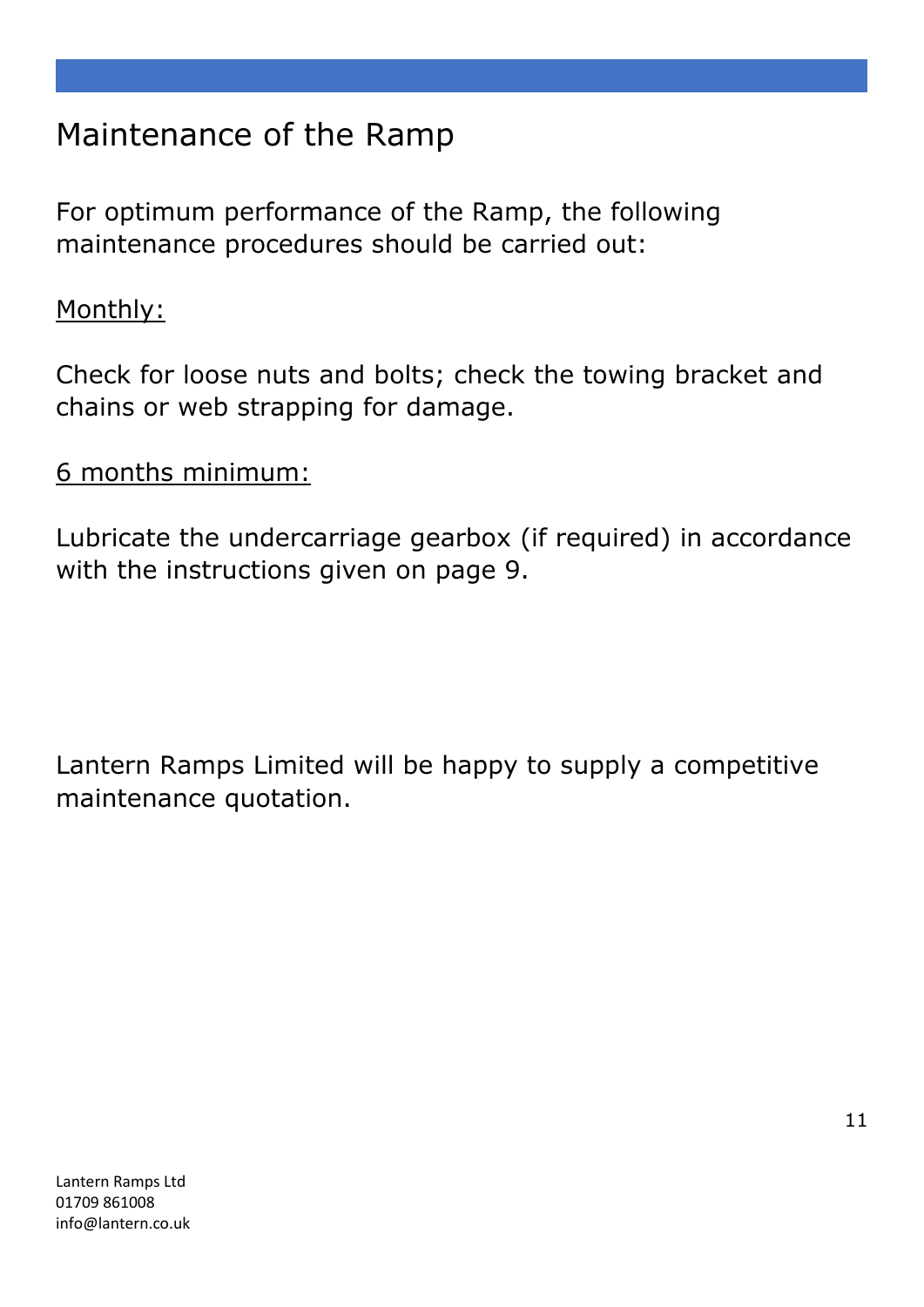# Maintenance of the Ramp

For optimum performance of the Ramp, the following maintenance procedures should be carried out:

<u>Monthly:</u>

Check for loose nuts and bolts; check the towing bracket and chains or web strapping for damage.

<u>6 months minimum:</u>

Lubricate the undercarriage gearbox (if required) in accordance with the instructions given on page 9.

Lantern Ramps Limited will be happy to supply a competitive maintenance quotation.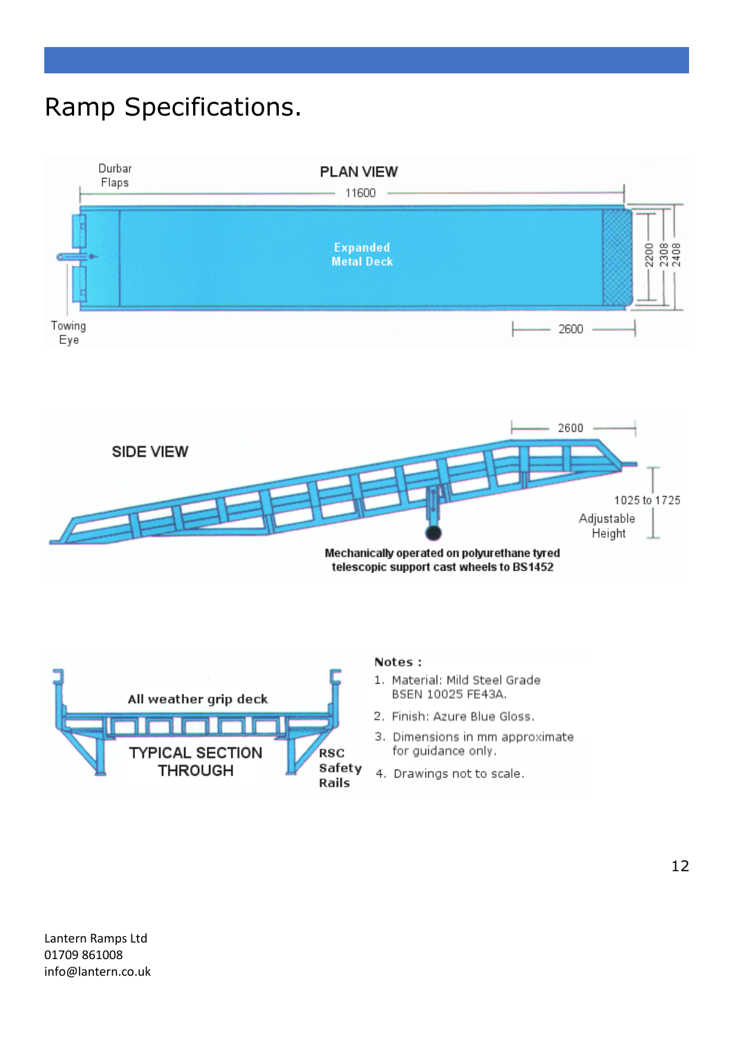# Ramp Specifications.

PLAN VIEW

Durbar Flaps

11600

Expanded Metal Deck

2200 2308 2408

Towing Eye

2600

SIDE VIEW

2600

1025 to 1725 Adjustable Height

Mechanically operated on polyurethane tyred telescopic support cast wheels to BS1452

All weather grip deck

TYPICAL SECTION THROUGH

RSC Safety Rails

**Notes :**

1. Material: Mild Steel Grade BSEN 10025 FE43A.
2. Finish: Azure Blue Gloss.
3. Dimensions in mm approximate for guidance only.
4. Drawings not to scale.

Lantern Ramps Ltd
01709 861008
info@lantern.co.uk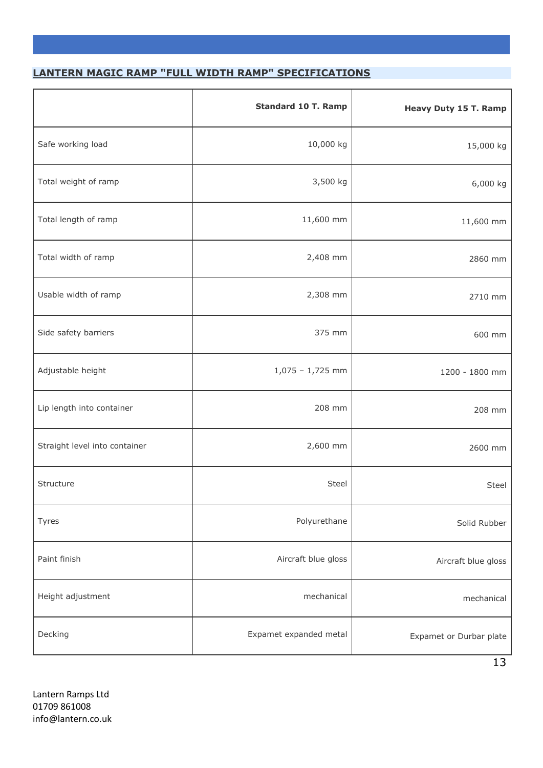## LANTERN MAGIC RAMP "FULL WIDTH RAMP" SPECIFICATIONS

| | Standard 10 T. Ramp | Heavy Duty 15 T. Ramp |
|---|---|---|
| Safe working load | 10,000 kg | 15,000 kg |
| Total weight of ramp | 3,500 kg | 6,000 kg |
| Total length of ramp | 11,600 mm | 11,600 mm |
| Total width of ramp | 2,408 mm | 2860 mm |
| Usable width of ramp | 2,308 mm | 2710 mm |
| Side safety barriers | 375 mm | 600 mm |
| Adjustable height | 1,075 – 1,725 mm | 1200 - 1800 mm |
| Lip length into container | 208 mm | 208 mm |
| Straight level into container | 2,600 mm | 2600 mm |
| Structure | Steel | Steel |
| Tyres | Polyurethane | Solid Rubber |
| Paint finish | Aircraft blue gloss | Aircraft blue gloss |
| Height adjustment | mechanical | mechanical |
| Decking | Expamet expanded metal | Expamet or Durbar plate |

Lantern Ramps Ltd
01709 861008
info@lantern.co.uk